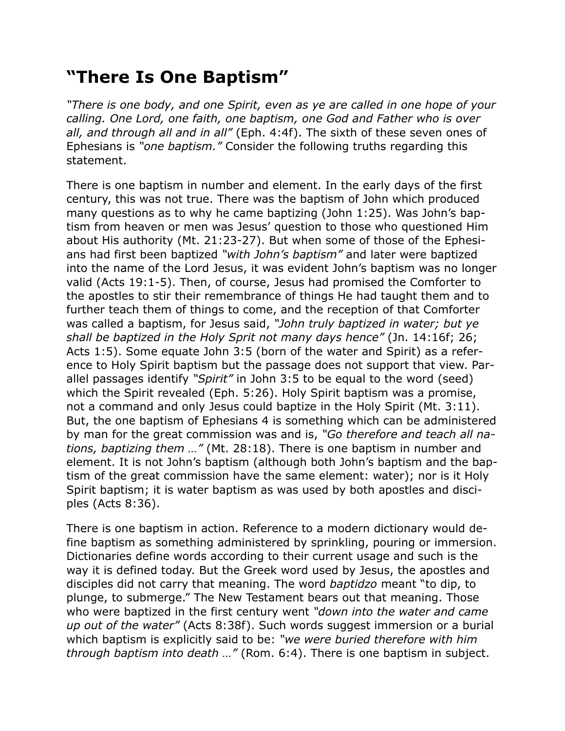# “There Is One Baptism”

*“There is one body, and one Spirit, even as ye are called in one hope of your calling. One Lord, one faith, one baptism, one God and Father who is over all, and through all and in all”* (Eph. 4:4f). The sixth of these seven ones of Ephesians is *“one baptism.”* Consider the following truths regarding this statement.

There is one baptism in number and element. In the early days of the first century, this was not true. There was the baptism of John which produced many questions as to why he came baptizing (John 1:25). Was John’s baptism from heaven or men was Jesus’ question to those who questioned Him about His authority (Mt. 21:23-27). But when some of those of the Ephesians had first been baptized *“with John’s baptism”* and later were baptized into the name of the Lord Jesus, it was evident John’s baptism was no longer valid (Acts 19:1-5). Then, of course, Jesus had promised the Comforter to the apostles to stir their remembrance of things He had taught them and to further teach them of things to come, and the reception of that Comforter was called a baptism, for Jesus said, *“John truly baptized in water; but ye shall be baptized in the Holy Sprit not many days hence”* (Jn. 14:16f; 26; Acts 1:5). Some equate John 3:5 (born of the water and Spirit) as a reference to Holy Spirit baptism but the passage does not support that view. Parallel passages identify *“Spirit”* in John 3:5 to be equal to the word (seed) which the Spirit revealed (Eph. 5:26). Holy Spirit baptism was a promise, not a command and only Jesus could baptize in the Holy Spirit (Mt. 3:11). But, the one baptism of Ephesians 4 is something which can be administered by man for the great commission was and is, *“Go therefore and teach all nations, baptizing them …”* (Mt. 28:18). There is one baptism in number and element. It is not John’s baptism (although both John’s baptism and the baptism of the great commission have the same element: water); nor is it Holy Spirit baptism; it is water baptism as was used by both apostles and disciples (Acts 8:36).

There is one baptism in action. Reference to a modern dictionary would define baptism as something administered by sprinkling, pouring or immersion. Dictionaries define words according to their current usage and such is the way it is defined today. But the Greek word used by Jesus, the apostles and disciples did not carry that meaning. The word *baptidzo* meant “to dip, to plunge, to submerge.” The New Testament bears out that meaning. Those who were baptized in the first century went *“down into the water and came up out of the water”* (Acts 8:38f). Such words suggest immersion or a burial which baptism is explicitly said to be: *“we were buried therefore with him through baptism into death …”* (Rom. 6:4). There is one baptism in subject.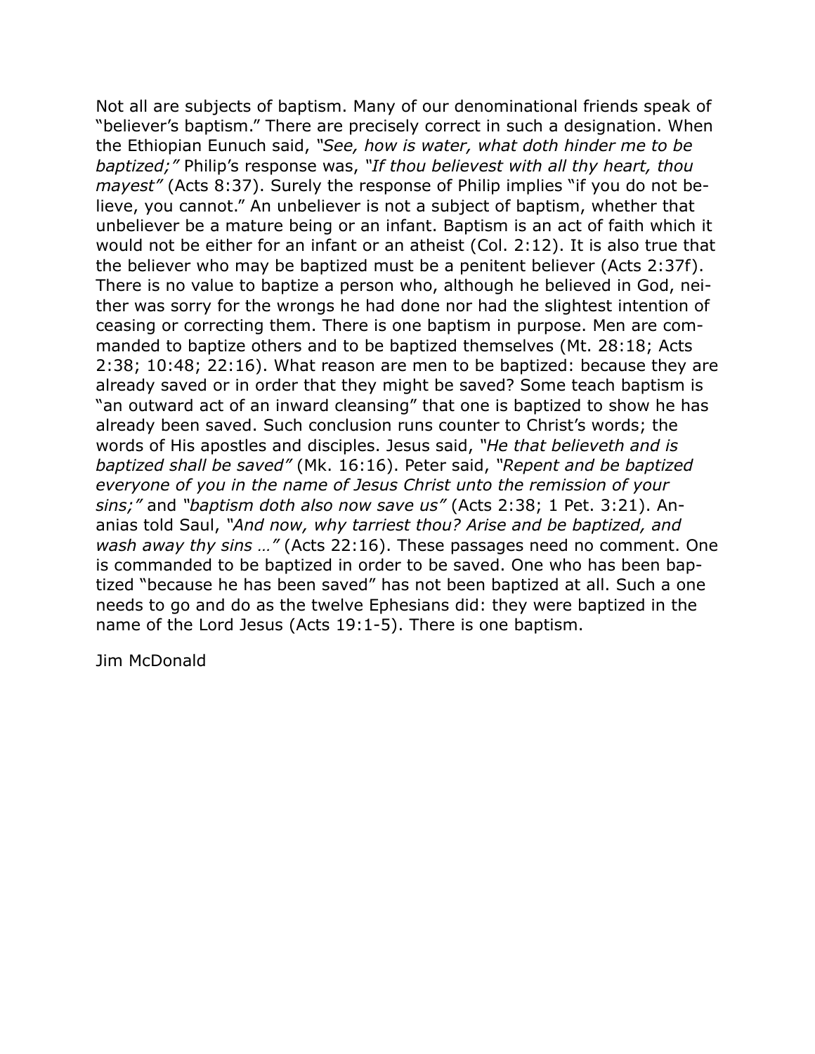Not all are subjects of baptism. Many of our denominational friends speak of "believer's baptism." There are precisely correct in such a designation. When the Ethiopian Eunuch said, *"See, how is water, what doth hinder me to be baptized;"* Philip's response was, *"If thou believest with all thy heart, thou mayest"* (Acts 8:37). Surely the response of Philip implies "if you do not believe, you cannot." An unbeliever is not a subject of baptism, whether that unbeliever be a mature being or an infant. Baptism is an act of faith which it would not be either for an infant or an atheist (Col. 2:12). It is also true that the believer who may be baptized must be a penitent believer (Acts 2:37f). There is no value to baptize a person who, although he believed in God, neither was sorry for the wrongs he had done nor had the slightest intention of ceasing or correcting them. There is one baptism in purpose. Men are commanded to baptize others and to be baptized themselves (Mt. 28:18; Acts 2:38; 10:48; 22:16). What reason are men to be baptized: because they are already saved or in order that they might be saved? Some teach baptism is "an outward act of an inward cleansing" that one is baptized to show he has already been saved. Such conclusion runs counter to Christ's words; the words of His apostles and disciples. Jesus said, *"He that believeth and is baptized shall be saved"* (Mk. 16:16). Peter said, *"Repent and be baptized everyone of you in the name of Jesus Christ unto the remission of your sins;"* and *"baptism doth also now save us"* (Acts 2:38; 1 Pet. 3:21). Ananias told Saul, *"And now, why tarriest thou? Arise and be baptized, and wash away thy sins …"* (Acts 22:16). These passages need no comment. One is commanded to be baptized in order to be saved. One who has been baptized "because he has been saved" has not been baptized at all. Such a one needs to go and do as the twelve Ephesians did: they were baptized in the name of the Lord Jesus (Acts 19:1-5). There is one baptism.

Jim McDonald